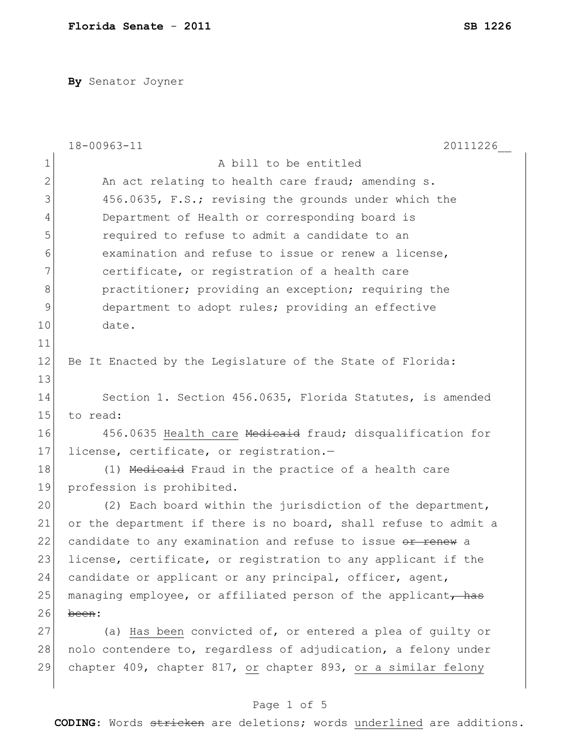**Florida Senate - 2011** **SB 1226**

**By** Senator Joyner

18-00963-11 20111226__

1 A bill to be entitled
2 An act relating to health care fraud; amending s.
3 456.0635, F.S.; revising the grounds under which the
4 Department of Health or corresponding board is
5 required to refuse to admit a candidate to an
6 examination and refuse to issue or renew a license,
7 certificate, or registration of a health care
8 practitioner; providing an exception; requiring the
9 department to adopt rules; providing an effective
10 date.
11
12 Be It Enacted by the Legislature of the State of Florida:
13
14 Section 1. Section 456.0635, Florida Statutes, is amended
15 to read:
16 456.0635 <u>Health care</u> ~~Medicaid~~ fraud; disqualification for
17 license, certificate, or registration.—
18 (1) ~~Medicaid~~ Fraud in the practice of a health care
19 profession is prohibited.
20 (2) Each board within the jurisdiction of the department,
21 or the department if there is no board, shall refuse to admit a
22 candidate to any examination and refuse to issue ~~or renew~~ a
23 license, certificate, or registration to any applicant if the
24 candidate or applicant or any principal, officer, agent,
25 managing employee, or affiliated person of the applicant~~, has~~
26 ~~been~~:
27 (a) <u>Has been</u> convicted of, or entered a plea of guilty or
28 nolo contendere to, regardless of adjudication, a felony under
29 chapter 409, chapter 817, <u>or</u> chapter 893, <u>or a similar felony</u>

**CODING:** Words ~~stricken~~ are deletions; words <u>underlined</u> are additions.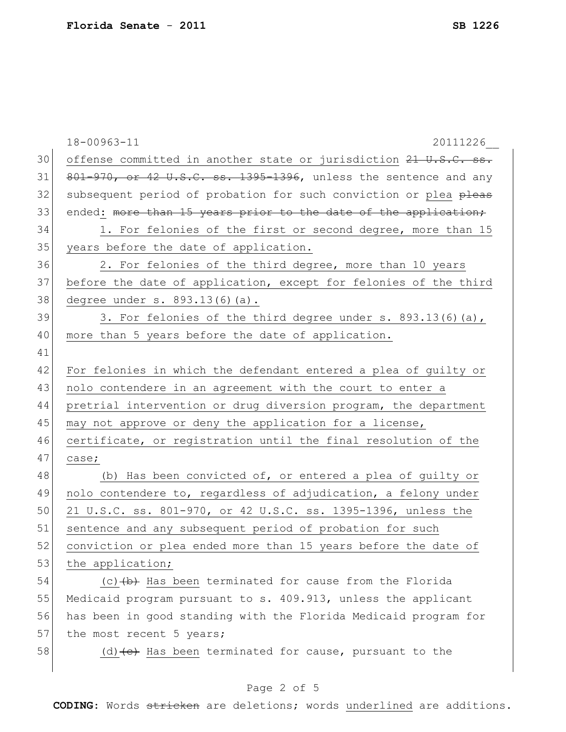offense committed in another state or jurisdiction ~~21 U.S.C. ss. 801-970, or 42 U.S.C. ss. 1395-1396~~, unless the sentence and any subsequent period of probation for such conviction or plea ~~pleas~~ ended: ~~more than 15 years prior to the date of the application;~~

1. For felonies of the first or second degree, more than 15 years before the date of application.

2. For felonies of the third degree, more than 10 years before the date of application, except for felonies of the third degree under s. 893.13(6)(a).

3. For felonies of the third degree under s. 893.13(6)(a), more than 5 years before the date of application.

For felonies in which the defendant entered a plea of guilty or nolo contendere in an agreement with the court to enter a pretrial intervention or drug diversion program, the department may not approve or deny the application for a license, certificate, or registration until the final resolution of the case;

(b) Has been convicted of, or entered a plea of guilty or nolo contendere to, regardless of adjudication, a felony under 21 U.S.C. ss. 801-970, or 42 U.S.C. ss. 1395-1396, unless the sentence and any subsequent period of probation for such conviction or plea ended more than 15 years before the date of the application;

(c)~~(b)~~ Has been terminated for cause from the Florida Medicaid program pursuant to s. 409.913, unless the applicant has been in good standing with the Florida Medicaid program for the most recent 5 years;

(d)~~(c)~~ Has been terminated for cause, pursuant to the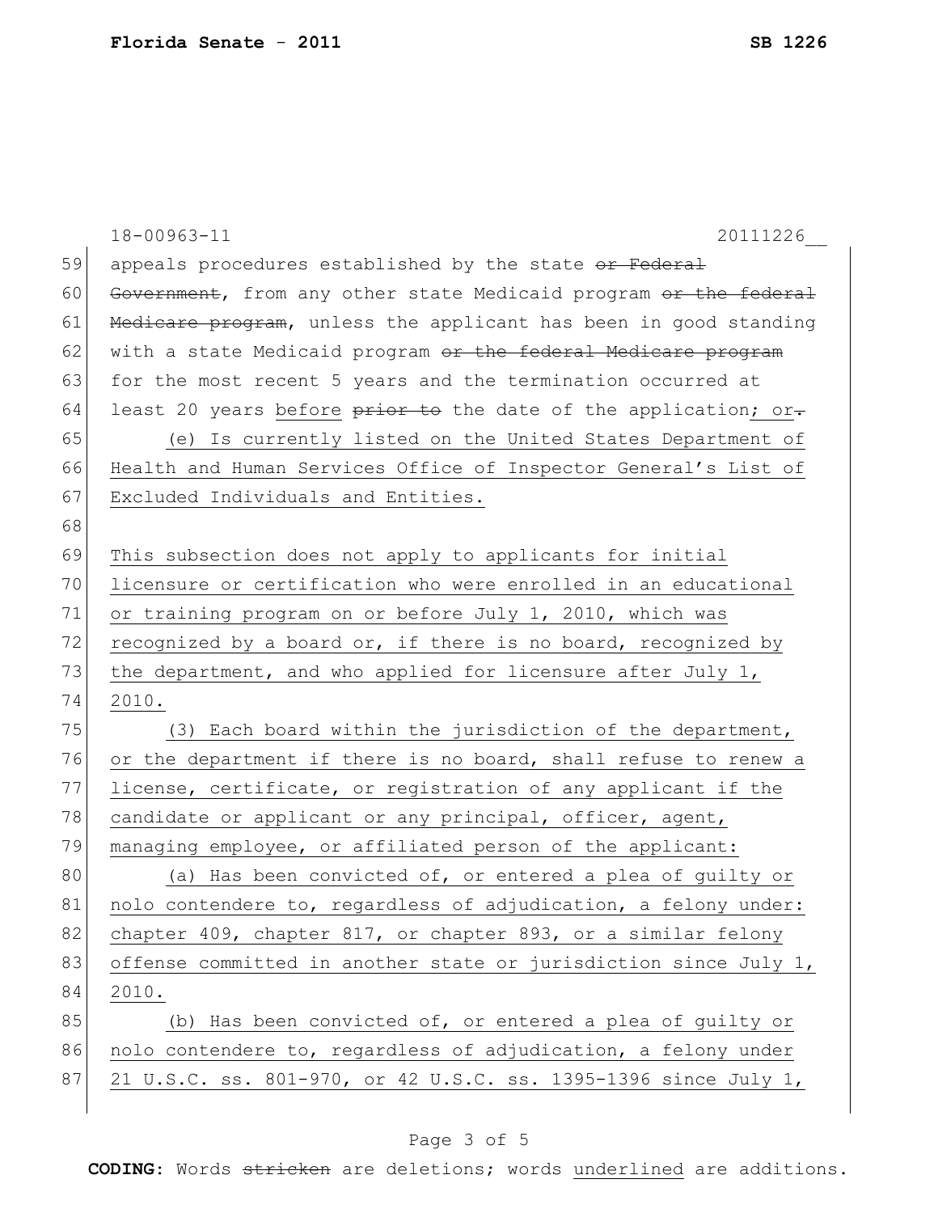appeals procedures established by the state ~~or Federal Government~~, from any other state Medicaid program ~~or the federal Medicare program~~, unless the applicant has been in good standing with a state Medicaid program ~~or the federal Medicare program~~ for the most recent 5 years and the termination occurred at least 20 years before ~~prior to~~ the date of the application; or~~.~~

(e) Is currently listed on the United States Department of Health and Human Services Office of Inspector General's List of Excluded Individuals and Entities.

This subsection does not apply to applicants for initial licensure or certification who were enrolled in an educational or training program on or before July 1, 2010, which was recognized by a board or, if there is no board, recognized by the department, and who applied for licensure after July 1, 2010.

(3) Each board within the jurisdiction of the department, or the department if there is no board, shall refuse to renew a license, certificate, or registration of any applicant if the candidate or applicant or any principal, officer, agent, managing employee, or affiliated person of the applicant:

(a) Has been convicted of, or entered a plea of guilty or nolo contendere to, regardless of adjudication, a felony under: chapter 409, chapter 817, or chapter 893, or a similar felony offense committed in another state or jurisdiction since July 1, 2010.

(b) Has been convicted of, or entered a plea of guilty or nolo contendere to, regardless of adjudication, a felony under 21 U.S.C. ss. 801-970, or 42 U.S.C. ss. 1395-1396 since July 1,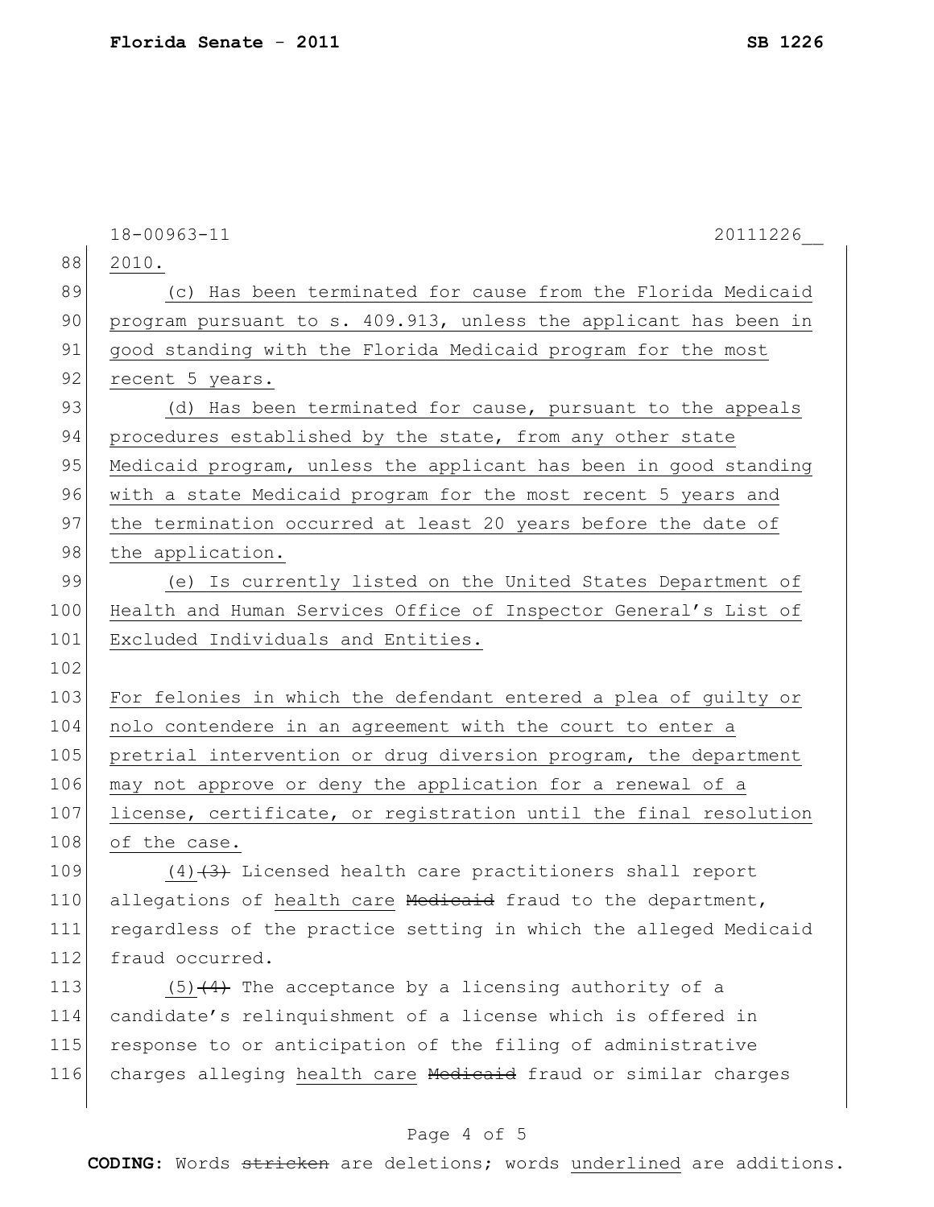2010.

(c) Has been terminated for cause from the Florida Medicaid program pursuant to s. 409.913, unless the applicant has been in good standing with the Florida Medicaid program for the most recent 5 years.

(d) Has been terminated for cause, pursuant to the appeals procedures established by the state, from any other state Medicaid program, unless the applicant has been in good standing with a state Medicaid program for the most recent 5 years and the termination occurred at least 20 years before the date of the application.

(e) Is currently listed on the United States Department of Health and Human Services Office of Inspector General's List of Excluded Individuals and Entities.

For felonies in which the defendant entered a plea of guilty or nolo contendere in an agreement with the court to enter a pretrial intervention or drug diversion program, the department may not approve or deny the application for a renewal of a license, certificate, or registration until the final resolution of the case.

(4)~~(3)~~ Licensed health care practitioners shall report allegations of health care ~~Medicaid~~ fraud to the department, regardless of the practice setting in which the alleged Medicaid fraud occurred.

(5)~~(4)~~ The acceptance by a licensing authority of a candidate's relinquishment of a license which is offered in response to or anticipation of the filing of administrative charges alleging health care ~~Medicaid~~ fraud or similar charges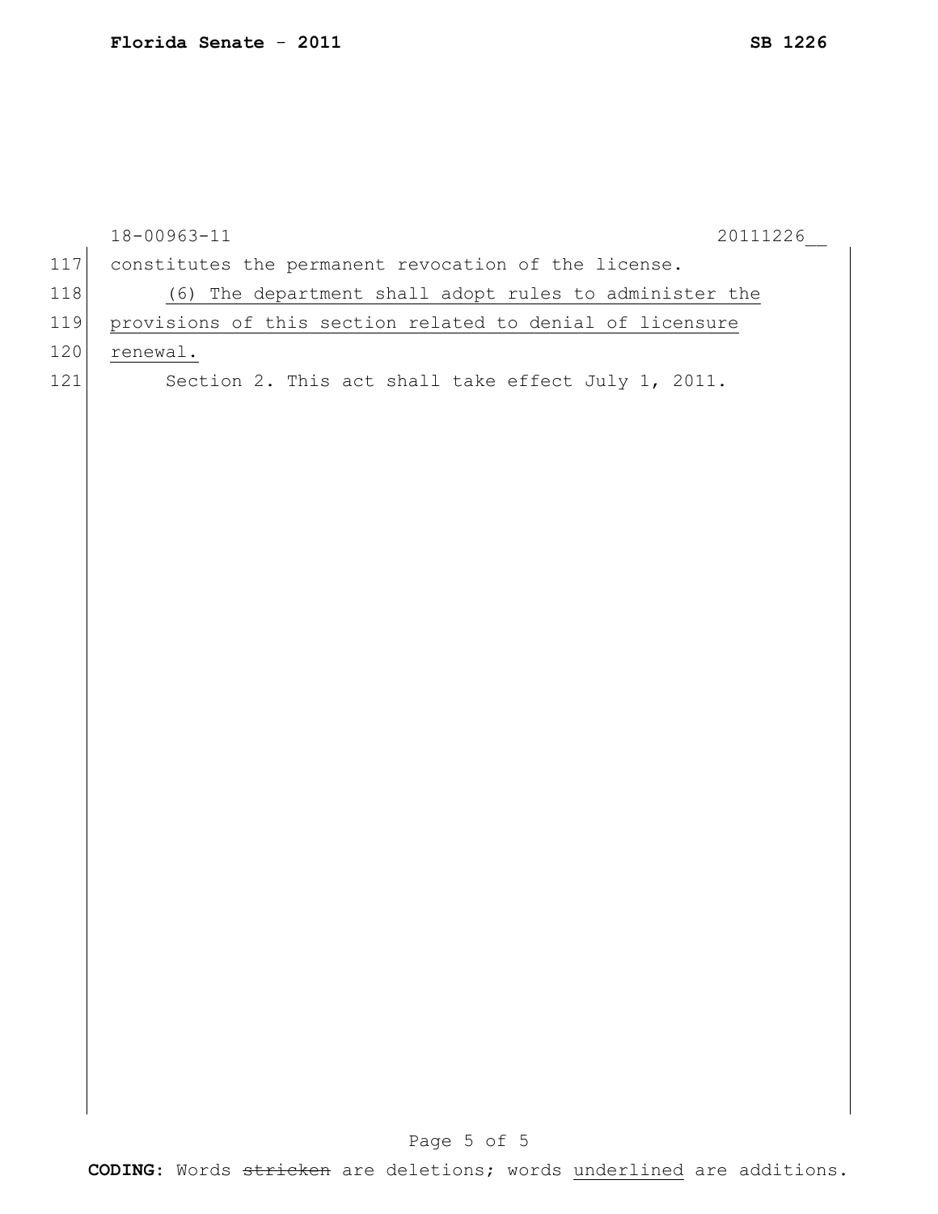18-00963-11 20111226__

117 constitutes the permanent revocation of the license.

118 (6) The department shall adopt rules to administer the
119 provisions of this section related to denial of licensure
120 renewal.

121 Section 2. This act shall take effect July 1, 2011.

**CODING:** Words ~~stricken~~ are deletions; words underlined are additions.